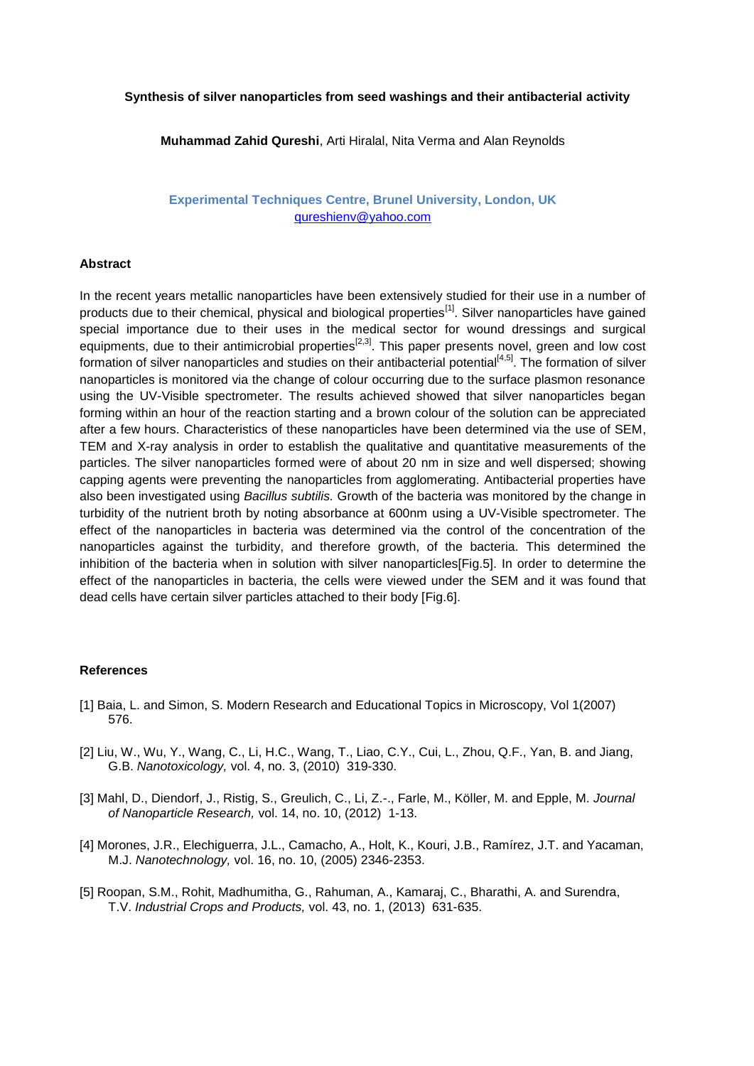# Synthesis of silver nanoparticles from seed washings and their antibacterial activity

**Muhammad Zahid Qureshi**, Arti Hiralal, Nita Verma and Alan Reynolds

**Experimental Techniques Centre, Brunel University, London, UK**
qureshienv@yahoo.com

## Abstract

In the recent years metallic nanoparticles have been extensively studied for their use in a number of products due to their chemical, physical and biological properties[1]. Silver nanoparticles have gained special importance due to their uses in the medical sector for wound dressings and surgical equipments, due to their antimicrobial properties[2,3]. This paper presents novel, green and low cost formation of silver nanoparticles and studies on their antibacterial potential[4,5]. The formation of silver nanoparticles is monitored via the change of colour occurring due to the surface plasmon resonance using the UV-Visible spectrometer. The results achieved showed that silver nanoparticles began forming within an hour of the reaction starting and a brown colour of the solution can be appreciated after a few hours. Characteristics of these nanoparticles have been determined via the use of SEM, TEM and X-ray analysis in order to establish the qualitative and quantitative measurements of the particles. The silver nanoparticles formed were of about 20 nm in size and well dispersed; showing capping agents were preventing the nanoparticles from agglomerating. Antibacterial properties have also been investigated using *Bacillus subtilis.* Growth of the bacteria was monitored by the change in turbidity of the nutrient broth by noting absorbance at 600nm using a UV-Visible spectrometer. The effect of the nanoparticles in bacteria was determined via the control of the concentration of the nanoparticles against the turbidity, and therefore growth, of the bacteria. This determined the inhibition of the bacteria when in solution with silver nanoparticles[Fig.5]. In order to determine the effect of the nanoparticles in bacteria, the cells were viewed under the SEM and it was found that dead cells have certain silver particles attached to their body [Fig.6].

## References

[1] Baia, L. and Simon, S. Modern Research and Educational Topics in Microscopy, Vol 1(2007) 576.

[2] Liu, W., Wu, Y., Wang, C., Li, H.C., Wang, T., Liao, C.Y., Cui, L., Zhou, Q.F., Yan, B. and Jiang, G.B. *Nanotoxicology,* vol. 4, no. 3, (2010) 319-330.

[3] Mahl, D., Diendorf, J., Ristig, S., Greulich, C., Li, Z.-., Farle, M., Köller, M. and Epple, M. *Journal of Nanoparticle Research,* vol. 14, no. 10, (2012) 1-13.

[4] Morones, J.R., Elechiguerra, J.L., Camacho, A., Holt, K., Kouri, J.B., Ramírez, J.T. and Yacaman, M.J. *Nanotechnology,* vol. 16, no. 10, (2005) 2346-2353.

[5] Roopan, S.M., Rohit, Madhumitha, G., Rahuman, A., Kamaraj, C., Bharathi, A. and Surendra, T.V. *Industrial Crops and Products,* vol. 43, no. 1, (2013) 631-635.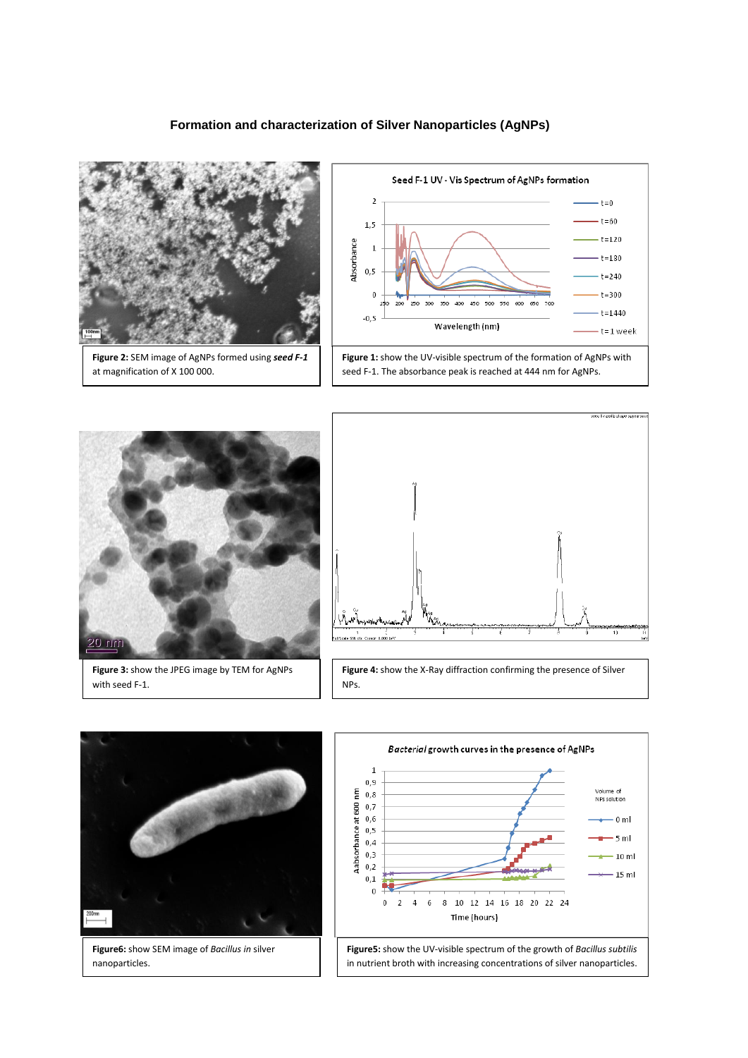### Formation and characterization of Silver Nanoparticles (AgNPs)

100nm

**Figure 2:** SEM image of AgNPs formed using ***seed F-1*** at magnification of X 100 000.

Seed F-1 UV - Vis Spectrum of AgNPs formation

Absorbance

2
1,5
1
0,5
0
-0,5

150 200 250 300 350 400 450 500 550 600 650 700

Wavelength (nm)

t=0
t=60
t=120
t=180
t=240
t=300
t=1440
t= 1 week

**Figure 1:** show the UV-visible spectrum of the formation of AgNPs with seed F-1. The absorbance peak is reached at 444 nm for AgNPs.

20 nm

**Figure 3:** show the JPEG image by TEM for AgNPs with seed F-1.

**Figure 4:** show the X-Ray diffraction confirming the presence of Silver NPs.

200nm

**Figure6:** show SEM image of *Bacillus in* silver nanoparticles.

*Bacterial* growth curves in the presence of AgNPs

Aabsorbance at 600 nm

1
0,9
0,8
0,7
0,6
0,5
0,4
0,3
0,2
0,1
0

0 2 4 6 8 10 12 14 16 18 20 22 24

Time (hours)

Volume of NPs solution

0 ml
5 ml
10 ml
15 ml

**Figure5:** show the UV-visible spectrum of the growth of *Bacillus subtilis* in nutrient broth with increasing concentrations of silver nanoparticles.